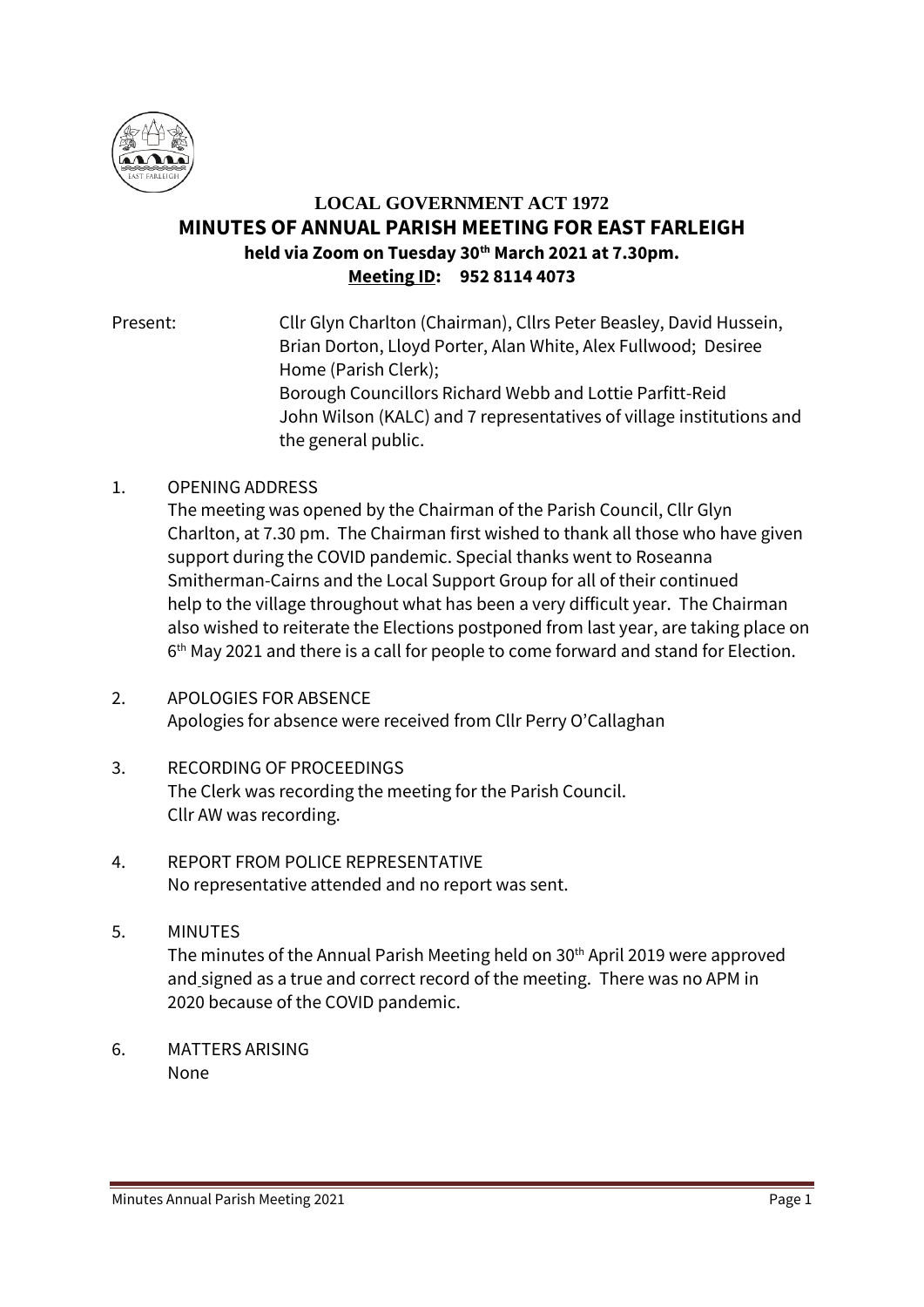**LOCAL GOVERNMENT ACT 1972**

# MINUTES OF ANNUAL PARISH MEETING FOR EAST FARLEIGH

**held via Zoom on Tuesday 30th March 2021 at 7.30pm.**

**Meeting ID: 952 8114 4073**

Present: Cllr Glyn Charlton (Chairman), Cllrs Peter Beasley, David Hussein, Brian Dorton, Lloyd Porter, Alan White, Alex Fullwood; Desiree Home (Parish Clerk);
Borough Councillors Richard Webb and Lottie Parfitt-Reid
John Wilson (KALC) and 7 representatives of village institutions and the general public.

1. OPENING ADDRESS
The meeting was opened by the Chairman of the Parish Council, Cllr Glyn Charlton, at 7.30 pm. The Chairman first wished to thank all those who have given support during the COVID pandemic. Special thanks went to Roseanna Smitherman-Cairns and the Local Support Group for all of their continued help to the village throughout what has been a very difficult year. The Chairman also wished to reiterate the Elections postponed from last year, are taking place on 6th May 2021 and there is a call for people to come forward and stand for Election.

2. APOLOGIES FOR ABSENCE
Apologies for absence were received from Cllr Perry O'Callaghan

3. RECORDING OF PROCEEDINGS
The Clerk was recording the meeting for the Parish Council.
Cllr AW was recording.

4. REPORT FROM POLICE REPRESENTATIVE
No representative attended and no report was sent.

5. MINUTES
The minutes of the Annual Parish Meeting held on 30th April 2019 were approved and signed as a true and correct record of the meeting. There was no APM in 2020 because of the COVID pandemic.

6. MATTERS ARISING
None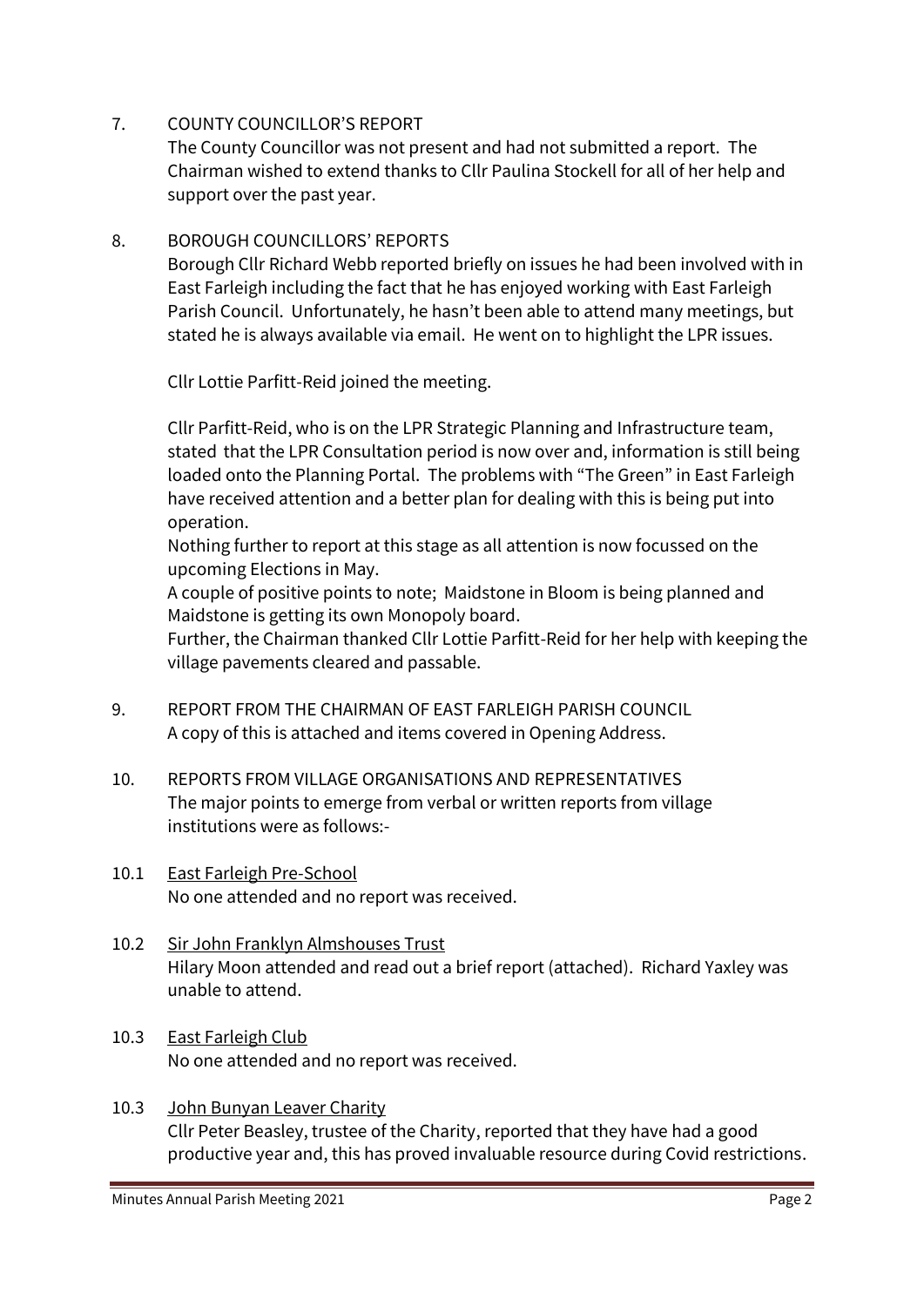7. COUNTY COUNCILLOR'S REPORT

   The County Councillor was not present and had not submitted a report. The Chairman wished to extend thanks to Cllr Paulina Stockell for all of her help and support over the past year.

8. BOROUGH COUNCILLORS' REPORTS

   Borough Cllr Richard Webb reported briefly on issues he had been involved with in East Farleigh including the fact that he has enjoyed working with East Farleigh Parish Council. Unfortunately, he hasn't been able to attend many meetings, but stated he is always available via email. He went on to highlight the LPR issues.

   Cllr Lottie Parfitt-Reid joined the meeting.

   Cllr Parfitt-Reid, who is on the LPR Strategic Planning and Infrastructure team, stated that the LPR Consultation period is now over and, information is still being loaded onto the Planning Portal. The problems with "The Green" in East Farleigh have received attention and a better plan for dealing with this is being put into operation.

   Nothing further to report at this stage as all attention is now focussed on the upcoming Elections in May.

   A couple of positive points to note; Maidstone in Bloom is being planned and Maidstone is getting its own Monopoly board.

   Further, the Chairman thanked Cllr Lottie Parfitt-Reid for her help with keeping the village pavements cleared and passable.

9. REPORT FROM THE CHAIRMAN OF EAST FARLEIGH PARISH COUNCIL

   A copy of this is attached and items covered in Opening Address.

10. REPORTS FROM VILLAGE ORGANISATIONS AND REPRESENTATIVES

    The major points to emerge from verbal or written reports from village institutions were as follows:-

10.1 East Farleigh Pre-School

   No one attended and no report was received.

10.2 Sir John Franklyn Almshouses Trust

   Hilary Moon attended and read out a brief report (attached). Richard Yaxley was unable to attend.

10.3 East Farleigh Club

   No one attended and no report was received.

10.3 John Bunyan Leaver Charity

   Cllr Peter Beasley, trustee of the Charity, reported that they have had a good productive year and, this has proved invaluable resource during Covid restrictions.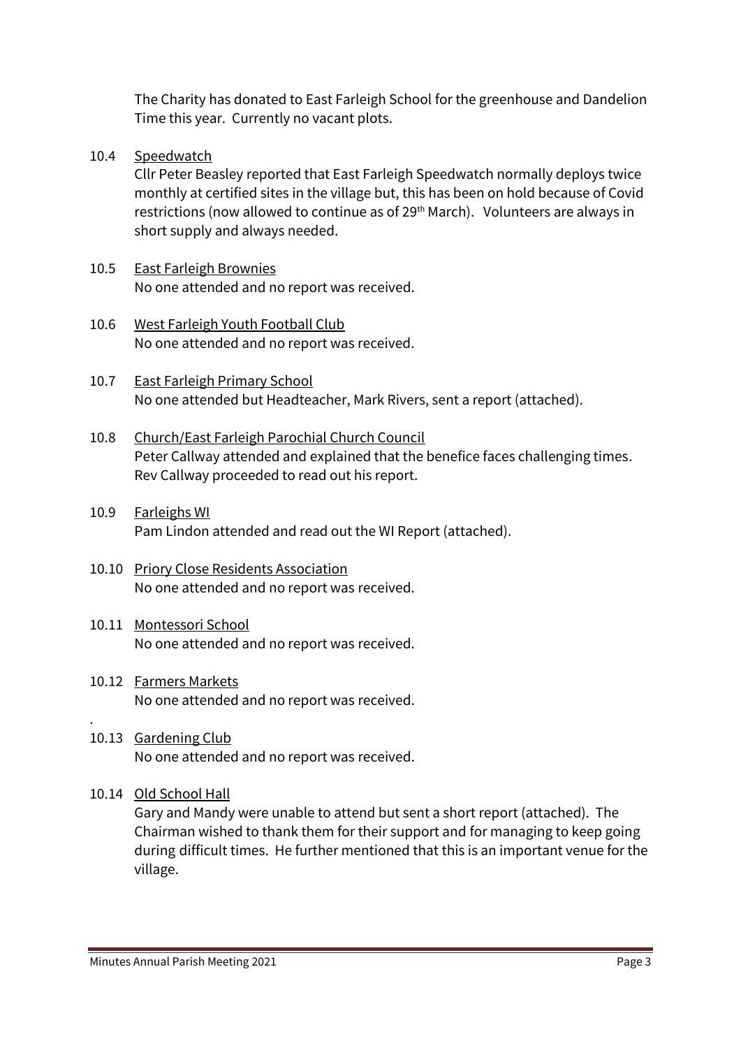The Charity has donated to East Farleigh School for the greenhouse and Dandelion Time this year. Currently no vacant plots.

10.4 Speedwatch

Cllr Peter Beasley reported that East Farleigh Speedwatch normally deploys twice monthly at certified sites in the village but, this has been on hold because of Covid restrictions (now allowed to continue as of 29th March). Volunteers are always in short supply and always needed.

10.5 East Farleigh Brownies

No one attended and no report was received.

10.6 West Farleigh Youth Football Club

No one attended and no report was received.

10.7 East Farleigh Primary School

No one attended but Headteacher, Mark Rivers, sent a report (attached).

10.8 Church/East Farleigh Parochial Church Council

Peter Callway attended and explained that the benefice faces challenging times. Rev Callway proceeded to read out his report.

10.9 Farleighs WI

Pam Lindon attended and read out the WI Report (attached).

10.10 Priory Close Residents Association

No one attended and no report was received.

10.11 Montessori School

No one attended and no report was received.

10.12 Farmers Markets

No one attended and no report was received.

10.13 Gardening Club

No one attended and no report was received.

10.14 Old School Hall

Gary and Mandy were unable to attend but sent a short report (attached). The Chairman wished to thank them for their support and for managing to keep going during difficult times. He further mentioned that this is an important venue for the village.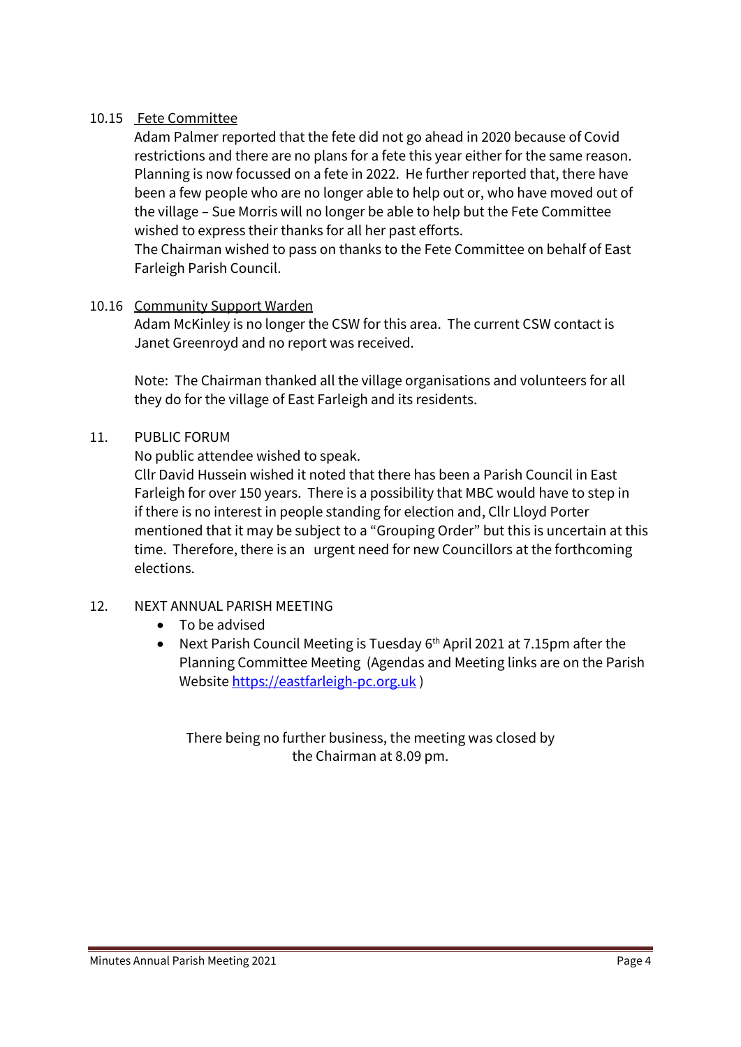10.15 Fete Committee

Adam Palmer reported that the fete did not go ahead in 2020 because of Covid restrictions and there are no plans for a fete this year either for the same reason. Planning is now focussed on a fete in 2022. He further reported that, there have been a few people who are no longer able to help out or, who have moved out of the village – Sue Morris will no longer be able to help but the Fete Committee wished to express their thanks for all her past efforts.

The Chairman wished to pass on thanks to the Fete Committee on behalf of East Farleigh Parish Council.

10.16 Community Support Warden

Adam McKinley is no longer the CSW for this area. The current CSW contact is Janet Greenroyd and no report was received.

Note: The Chairman thanked all the village organisations and volunteers for all they do for the village of East Farleigh and its residents.

11. PUBLIC FORUM

No public attendee wished to speak.

Cllr David Hussein wished it noted that there has been a Parish Council in East Farleigh for over 150 years. There is a possibility that MBC would have to step in if there is no interest in people standing for election and, Cllr Lloyd Porter mentioned that it may be subject to a "Grouping Order" but this is uncertain at this time. Therefore, there is an urgent need for new Councillors at the forthcoming elections.

12. NEXT ANNUAL PARISH MEETING

- To be advised
- Next Parish Council Meeting is Tuesday 6th April 2021 at 7.15pm after the Planning Committee Meeting (Agendas and Meeting links are on the Parish Website https://eastfarleigh-pc.org.uk )

There being no further business, the meeting was closed by the Chairman at 8.09 pm.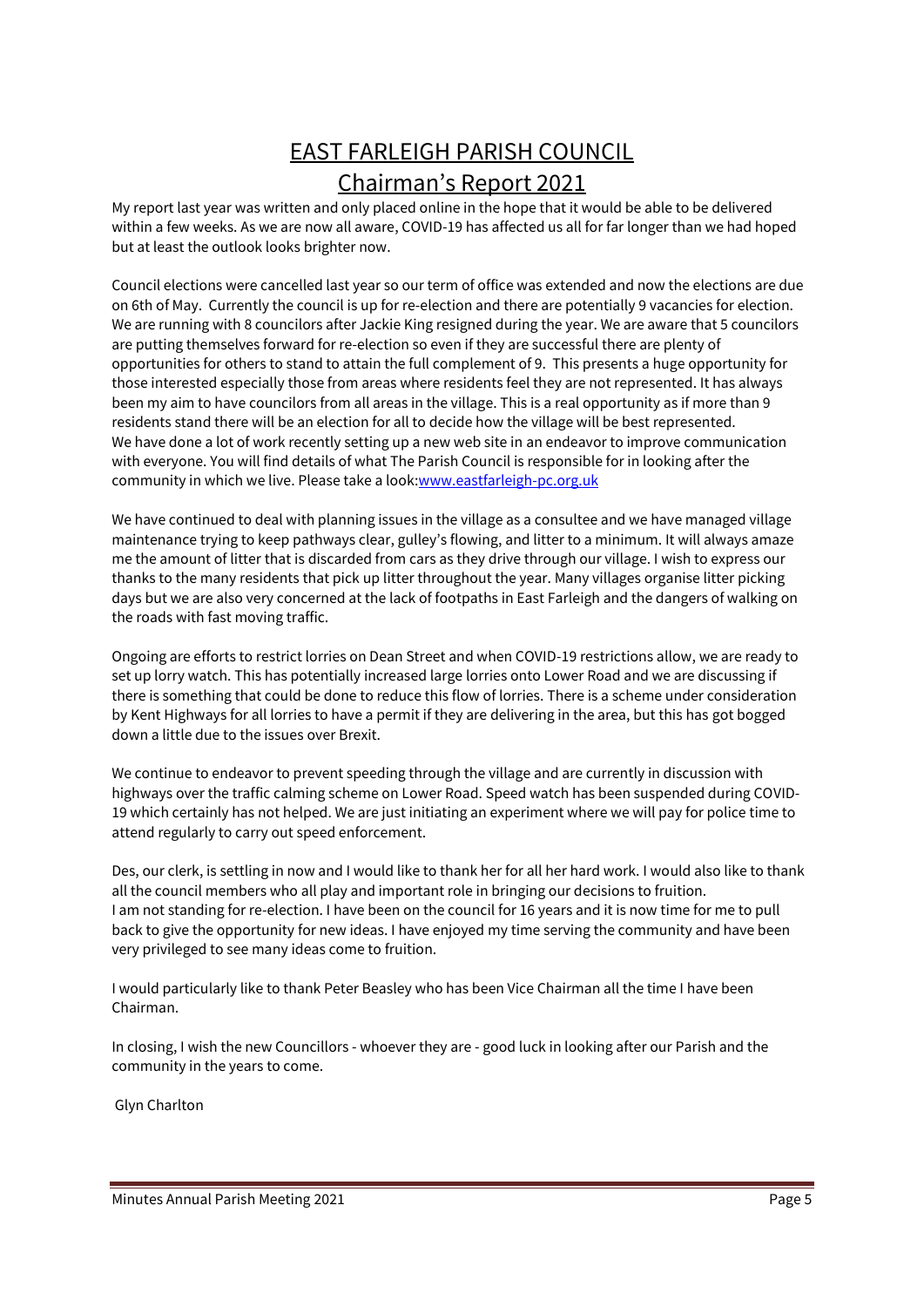# EAST FARLEIGH PARISH COUNCIL

## Chairman's Report 2021

My report last year was written and only placed online in the hope that it would be able to be delivered within a few weeks. As we are now all aware, COVID-19 has affected us all for far longer than we had hoped but at least the outlook looks brighter now.

Council elections were cancelled last year so our term of office was extended and now the elections are due on 6th of May. Currently the council is up for re-election and there are potentially 9 vacancies for election. We are running with 8 councilors after Jackie King resigned during the year. We are aware that 5 councilors are putting themselves forward for re-election so even if they are successful there are plenty of opportunities for others to stand to attain the full complement of 9. This presents a huge opportunity for those interested especially those from areas where residents feel they are not represented. It has always been my aim to have councilors from all areas in the village. This is a real opportunity as if more than 9 residents stand there will be an election for all to decide how the village will be best represented.
We have done a lot of work recently setting up a new web site in an endeavor to improve communication with everyone. You will find details of what The Parish Council is responsible for in looking after the community in which we live. Please take a look:[www.eastfarleigh-pc.org.uk](http://www.eastfarleigh-pc.org.uk)

We have continued to deal with planning issues in the village as a consultee and we have managed village maintenance trying to keep pathways clear, gulley's flowing, and litter to a minimum. It will always amaze me the amount of litter that is discarded from cars as they drive through our village. I wish to express our thanks to the many residents that pick up litter throughout the year. Many villages organise litter picking days but we are also very concerned at the lack of footpaths in East Farleigh and the dangers of walking on the roads with fast moving traffic.

Ongoing are efforts to restrict lorries on Dean Street and when COVID-19 restrictions allow, we are ready to set up lorry watch. This has potentially increased large lorries onto Lower Road and we are discussing if there is something that could be done to reduce this flow of lorries. There is a scheme under consideration by Kent Highways for all lorries to have a permit if they are delivering in the area, but this has got bogged down a little due to the issues over Brexit.

We continue to endeavor to prevent speeding through the village and are currently in discussion with highways over the traffic calming scheme on Lower Road. Speed watch has been suspended during COVID-19 which certainly has not helped. We are just initiating an experiment where we will pay for police time to attend regularly to carry out speed enforcement.

Des, our clerk, is settling in now and I would like to thank her for all her hard work. I would also like to thank all the council members who all play and important role in bringing our decisions to fruition.
I am not standing for re-election. I have been on the council for 16 years and it is now time for me to pull back to give the opportunity for new ideas. I have enjoyed my time serving the community and have been very privileged to see many ideas come to fruition.

I would particularly like to thank Peter Beasley who has been Vice Chairman all the time I have been Chairman.

In closing, I wish the new Councillors - whoever they are - good luck in looking after our Parish and the community in the years to come.

Glyn Charlton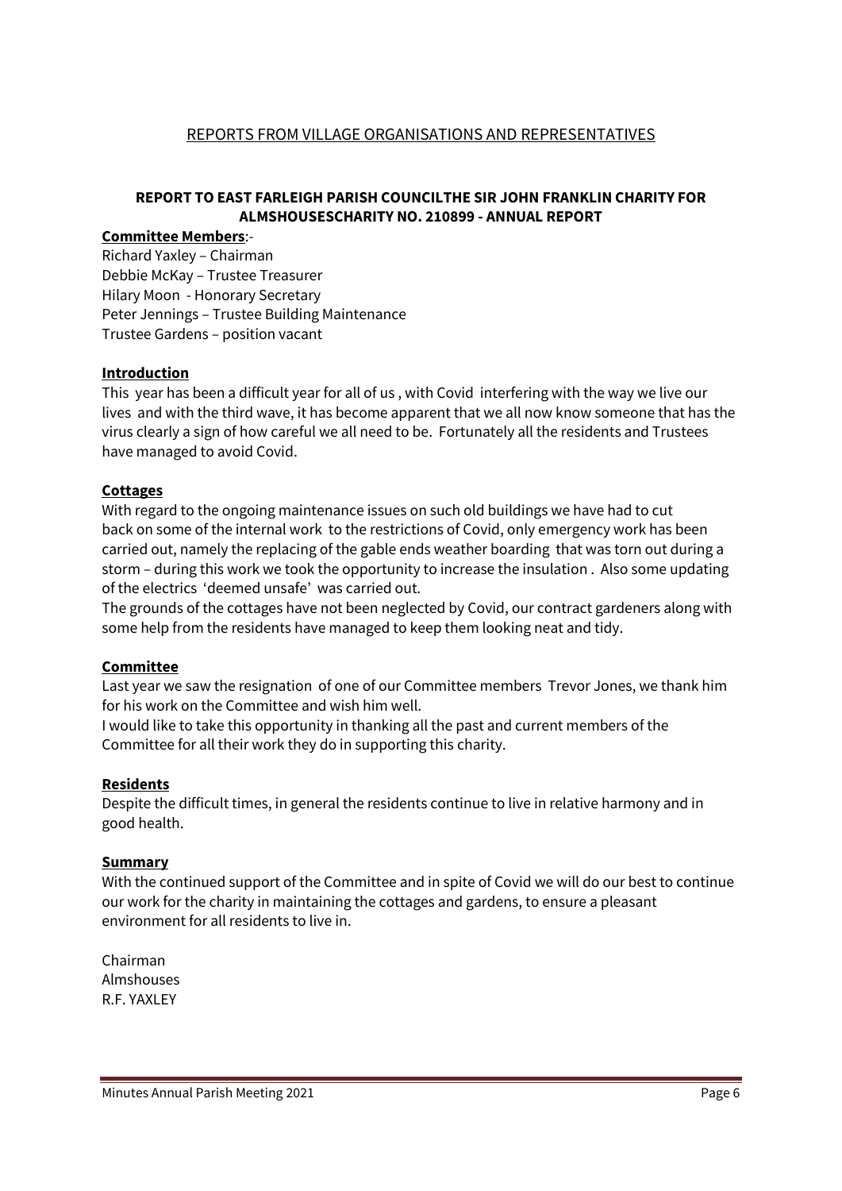## REPORTS FROM VILLAGE ORGANISATIONS AND REPRESENTATIVES

### REPORT TO EAST FARLEIGH PARISH COUNCILTHE SIR JOHN FRANKLIN CHARITY FOR ALMSHOUSESCHARITY NO. 210899 - ANNUAL REPORT

**Committee Members**:-

Richard Yaxley – Chairman
Debbie McKay – Trustee Treasurer
Hilary Moon - Honorary Secretary
Peter Jennings – Trustee Building Maintenance
Trustee Gardens – position vacant

**Introduction**

This year has been a difficult year for all of us , with Covid interfering with the way we live our lives and with the third wave, it has become apparent that we all now know someone that has the virus clearly a sign of how careful we all need to be. Fortunately all the residents and Trustees have managed to avoid Covid.

**Cottages**

With regard to the ongoing maintenance issues on such old buildings we have had to cut back on some of the internal work to the restrictions of Covid, only emergency work has been carried out, namely the replacing of the gable ends weather boarding that was torn out during a storm – during this work we took the opportunity to increase the insulation . Also some updating of the electrics 'deemed unsafe' was carried out.

The grounds of the cottages have not been neglected by Covid, our contract gardeners along with some help from the residents have managed to keep them looking neat and tidy.

**Committee**

Last year we saw the resignation of one of our Committee members Trevor Jones, we thank him for his work on the Committee and wish him well.

I would like to take this opportunity in thanking all the past and current members of the Committee for all their work they do in supporting this charity.

**Residents**

Despite the difficult times, in general the residents continue to live in relative harmony and in good health.

**Summary**

With the continued support of the Committee and in spite of Covid we will do our best to continue our work for the charity in maintaining the cottages and gardens, to ensure a pleasant environment for all residents to live in.

Chairman
Almshouses
R.F. YAXLEY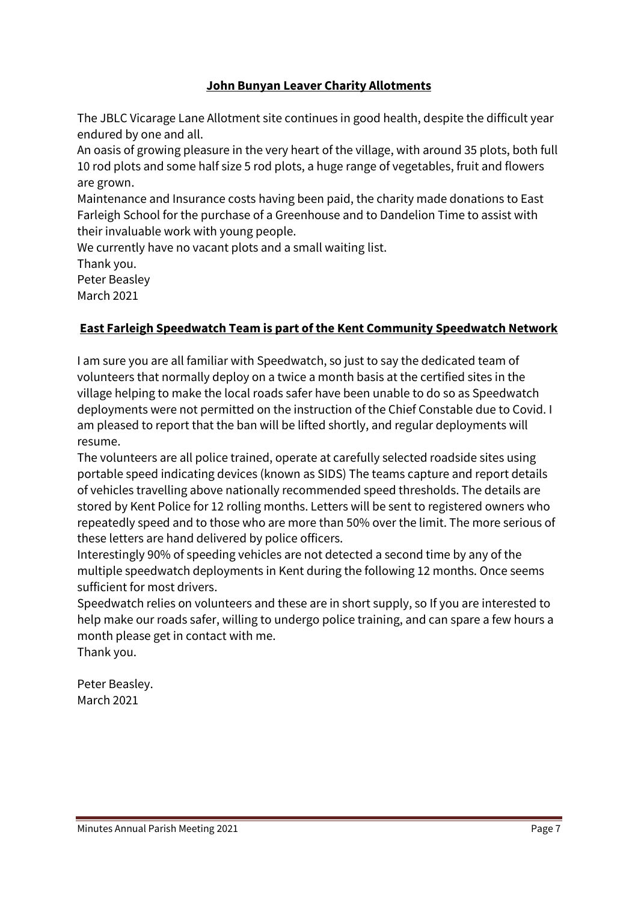## John Bunyan Leaver Charity Allotments

The JBLC Vicarage Lane Allotment site continues in good health, despite the difficult year endured by one and all.

An oasis of growing pleasure in the very heart of the village, with around 35 plots, both full 10 rod plots and some half size 5 rod plots, a huge range of vegetables, fruit and flowers are grown.

Maintenance and Insurance costs having been paid, the charity made donations to East Farleigh School for the purchase of a Greenhouse and to Dandelion Time to assist with their invaluable work with young people.

We currently have no vacant plots and a small waiting list.

Thank you.

Peter Beasley

March 2021

## East Farleigh Speedwatch Team is part of the Kent Community Speedwatch Network

I am sure you are all familiar with Speedwatch, so just to say the dedicated team of volunteers that normally deploy on a twice a month basis at the certified sites in the village helping to make the local roads safer have been unable to do so as Speedwatch deployments were not permitted on the instruction of the Chief Constable due to Covid. I am pleased to report that the ban will be lifted shortly, and regular deployments will resume.

The volunteers are all police trained, operate at carefully selected roadside sites using portable speed indicating devices (known as SIDS) The teams capture and report details of vehicles travelling above nationally recommended speed thresholds. The details are stored by Kent Police for 12 rolling months. Letters will be sent to registered owners who repeatedly speed and to those who are more than 50% over the limit. The more serious of these letters are hand delivered by police officers.

Interestingly 90% of speeding vehicles are not detected a second time by any of the multiple speedwatch deployments in Kent during the following 12 months. Once seems sufficient for most drivers.

Speedwatch relies on volunteers and these are in short supply, so If you are interested to help make our roads safer, willing to undergo police training, and can spare a few hours a month please get in contact with me.

Thank you.

Peter Beasley.

March 2021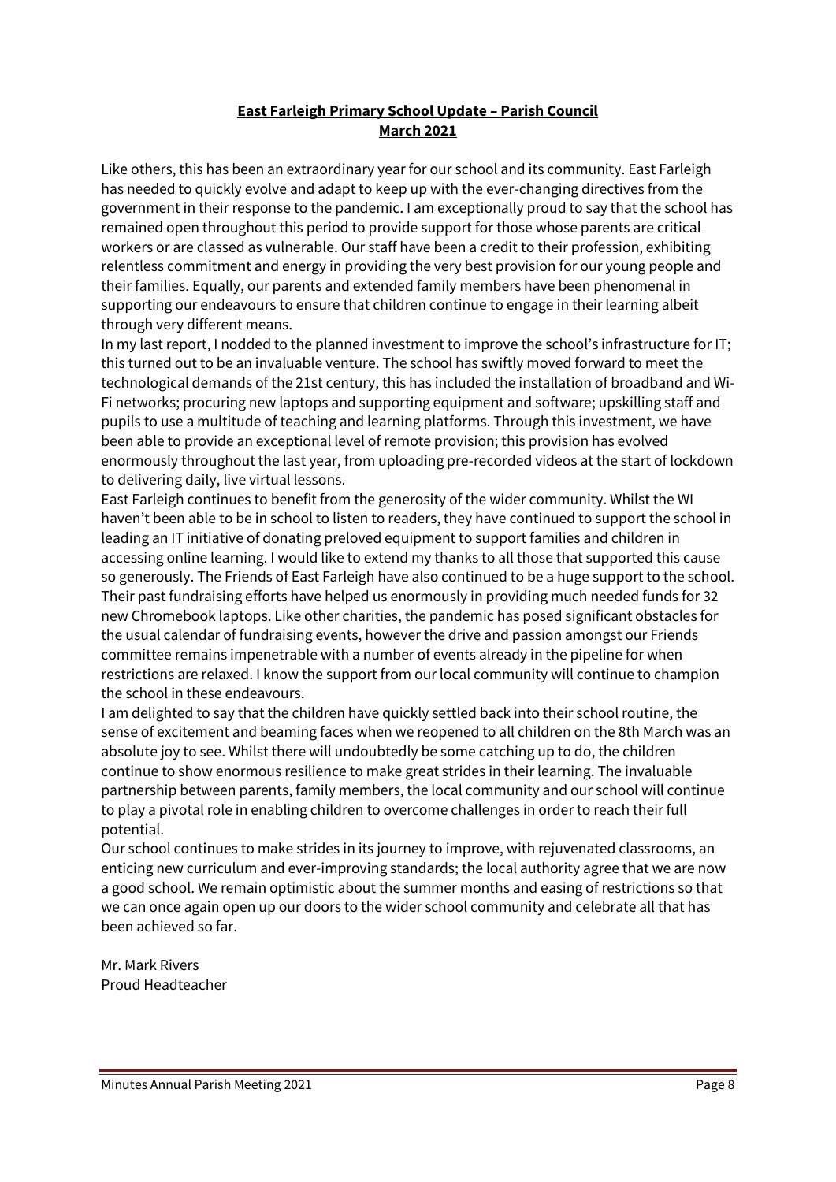**East Farleigh Primary School Update – Parish Council**
**March 2021**

Like others, this has been an extraordinary year for our school and its community. East Farleigh has needed to quickly evolve and adapt to keep up with the ever-changing directives from the government in their response to the pandemic. I am exceptionally proud to say that the school has remained open throughout this period to provide support for those whose parents are critical workers or are classed as vulnerable. Our staff have been a credit to their profession, exhibiting relentless commitment and energy in providing the very best provision for our young people and their families. Equally, our parents and extended family members have been phenomenal in supporting our endeavours to ensure that children continue to engage in their learning albeit through very different means.

In my last report, I nodded to the planned investment to improve the school's infrastructure for IT; this turned out to be an invaluable venture. The school has swiftly moved forward to meet the technological demands of the 21st century, this has included the installation of broadband and Wi-Fi networks; procuring new laptops and supporting equipment and software; upskilling staff and pupils to use a multitude of teaching and learning platforms. Through this investment, we have been able to provide an exceptional level of remote provision; this provision has evolved enormously throughout the last year, from uploading pre-recorded videos at the start of lockdown to delivering daily, live virtual lessons.

East Farleigh continues to benefit from the generosity of the wider community. Whilst the WI haven't been able to be in school to listen to readers, they have continued to support the school in leading an IT initiative of donating preloved equipment to support families and children in accessing online learning. I would like to extend my thanks to all those that supported this cause so generously. The Friends of East Farleigh have also continued to be a huge support to the school. Their past fundraising efforts have helped us enormously in providing much needed funds for 32 new Chromebook laptops. Like other charities, the pandemic has posed significant obstacles for the usual calendar of fundraising events, however the drive and passion amongst our Friends committee remains impenetrable with a number of events already in the pipeline for when restrictions are relaxed. I know the support from our local community will continue to champion the school in these endeavours.

I am delighted to say that the children have quickly settled back into their school routine, the sense of excitement and beaming faces when we reopened to all children on the 8th March was an absolute joy to see. Whilst there will undoubtedly be some catching up to do, the children continue to show enormous resilience to make great strides in their learning. The invaluable partnership between parents, family members, the local community and our school will continue to play a pivotal role in enabling children to overcome challenges in order to reach their full potential.

Our school continues to make strides in its journey to improve, with rejuvenated classrooms, an enticing new curriculum and ever-improving standards; the local authority agree that we are now a good school. We remain optimistic about the summer months and easing of restrictions so that we can once again open up our doors to the wider school community and celebrate all that has been achieved so far.

Mr. Mark Rivers
Proud Headteacher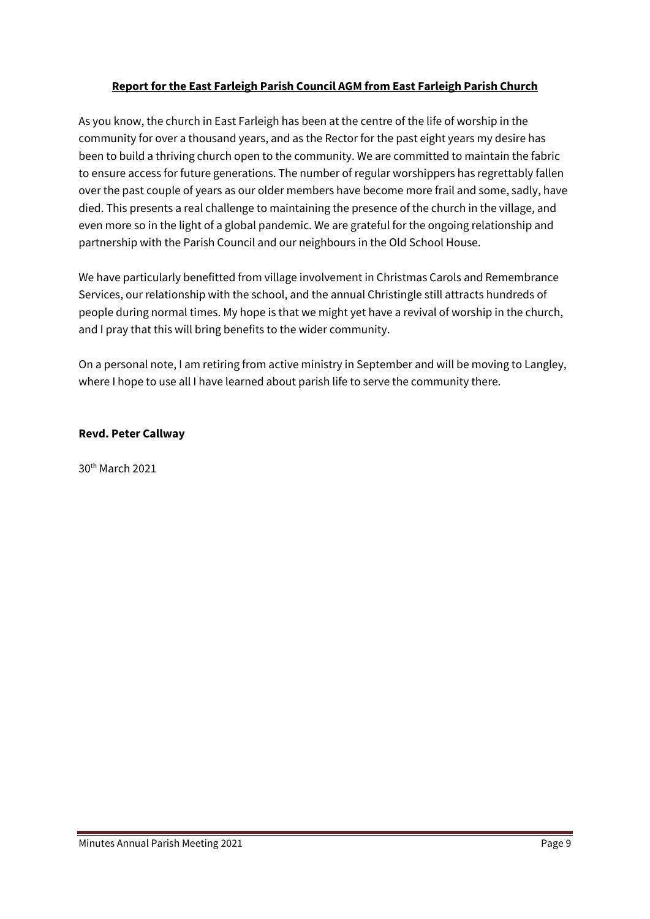**Report for the East Farleigh Parish Council AGM from East Farleigh Parish Church**

As you know, the church in East Farleigh has been at the centre of the life of worship in the community for over a thousand years, and as the Rector for the past eight years my desire has been to build a thriving church open to the community. We are committed to maintain the fabric to ensure access for future generations. The number of regular worshippers has regrettably fallen over the past couple of years as our older members have become more frail and some, sadly, have died. This presents a real challenge to maintaining the presence of the church in the village, and even more so in the light of a global pandemic. We are grateful for the ongoing relationship and partnership with the Parish Council and our neighbours in the Old School House.

We have particularly benefitted from village involvement in Christmas Carols and Remembrance Services, our relationship with the school, and the annual Christingle still attracts hundreds of people during normal times. My hope is that we might yet have a revival of worship in the church, and I pray that this will bring benefits to the wider community.

On a personal note, I am retiring from active ministry in September and will be moving to Langley, where I hope to use all I have learned about parish life to serve the community there.

**Revd. Peter Callway**

30th March 2021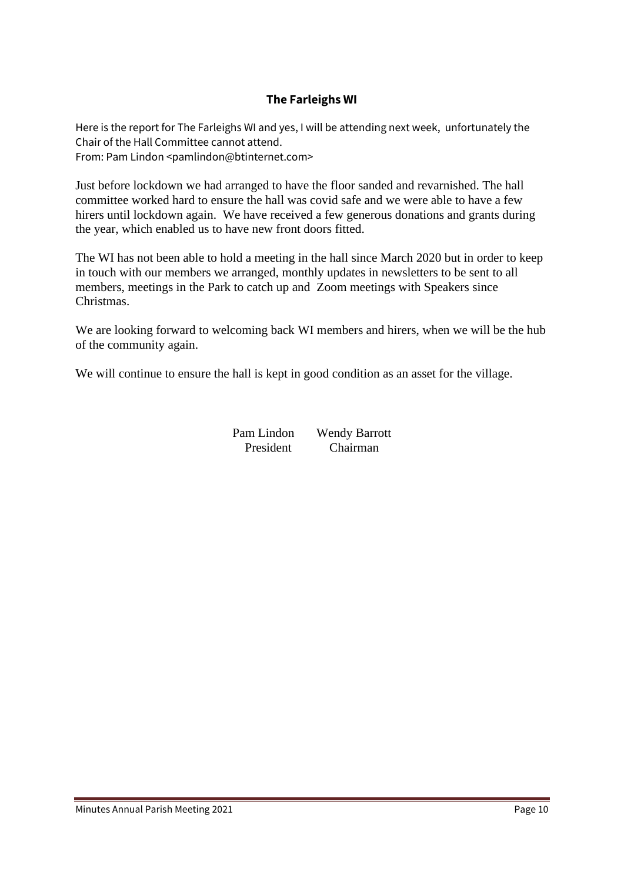## The Farleighs WI

Here is the report for The Farleighs WI and yes, I will be attending next week, unfortunately the Chair of the Hall Committee cannot attend.
From: Pam Lindon <pamlindon@btinternet.com>

Just before lockdown we had arranged to have the floor sanded and revarnished. The hall committee worked hard to ensure the hall was covid safe and we were able to have a few hirers until lockdown again. We have received a few generous donations and grants during the year, which enabled us to have new front doors fitted.

The WI has not been able to hold a meeting in the hall since March 2020 but in order to keep in touch with our members we arranged, monthly updates in newsletters to be sent to all members, meetings in the Park to catch up and Zoom meetings with Speakers since Christmas.

We are looking forward to welcoming back WI members and hirers, when we will be the hub of the community again.

We will continue to ensure the hall is kept in good condition as an asset for the village.

Pam Lindon — President
Wendy Barrott — Chairman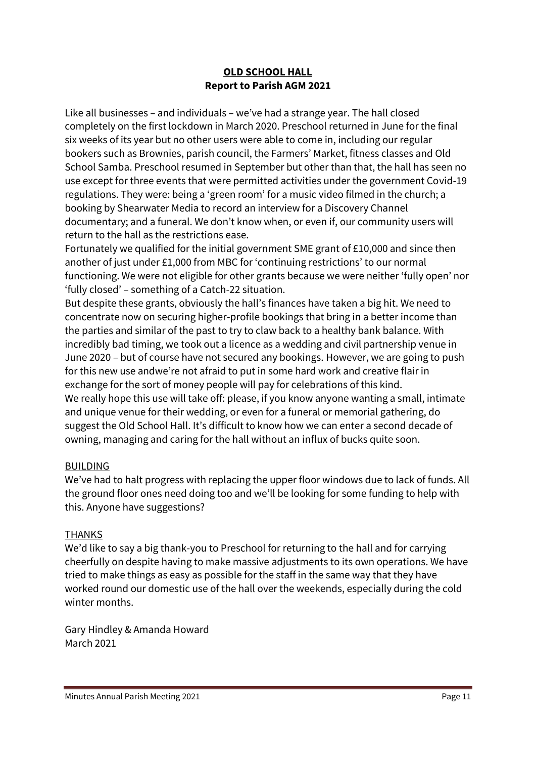**OLD SCHOOL HALL**
**Report to Parish AGM 2021**

Like all businesses – and individuals – we've had a strange year. The hall closed completely on the first lockdown in March 2020. Preschool returned in June for the final six weeks of its year but no other users were able to come in, including our regular bookers such as Brownies, parish council, the Farmers' Market, fitness classes and Old School Samba. Preschool resumed in September but other than that, the hall has seen no use except for three events that were permitted activities under the government Covid-19 regulations. They were: being a 'green room' for a music video filmed in the church; a booking by Shearwater Media to record an interview for a Discovery Channel documentary; and a funeral. We don't know when, or even if, our community users will return to the hall as the restrictions ease.

Fortunately we qualified for the initial government SME grant of £10,000 and since then another of just under £1,000 from MBC for 'continuing restrictions' to our normal functioning. We were not eligible for other grants because we were neither 'fully open' nor 'fully closed' – something of a Catch-22 situation.

But despite these grants, obviously the hall's finances have taken a big hit. We need to concentrate now on securing higher-profile bookings that bring in a better income than the parties and similar of the past to try to claw back to a healthy bank balance. With incredibly bad timing, we took out a licence as a wedding and civil partnership venue in June 2020 – but of course have not secured any bookings. However, we are going to push for this new use andwe're not afraid to put in some hard work and creative flair in exchange for the sort of money people will pay for celebrations of this kind.

We really hope this use will take off: please, if you know anyone wanting a small, intimate and unique venue for their wedding, or even for a funeral or memorial gathering, do suggest the Old School Hall. It's difficult to know how we can enter a second decade of owning, managing and caring for the hall without an influx of bucks quite soon.

BUILDING

We've had to halt progress with replacing the upper floor windows due to lack of funds. All the ground floor ones need doing too and we'll be looking for some funding to help with this. Anyone have suggestions?

THANKS

We'd like to say a big thank-you to Preschool for returning to the hall and for carrying cheerfully on despite having to make massive adjustments to its own operations. We have tried to make things as easy as possible for the staff in the same way that they have worked round our domestic use of the hall over the weekends, especially during the cold winter months.

Gary Hindley & Amanda Howard
March 2021